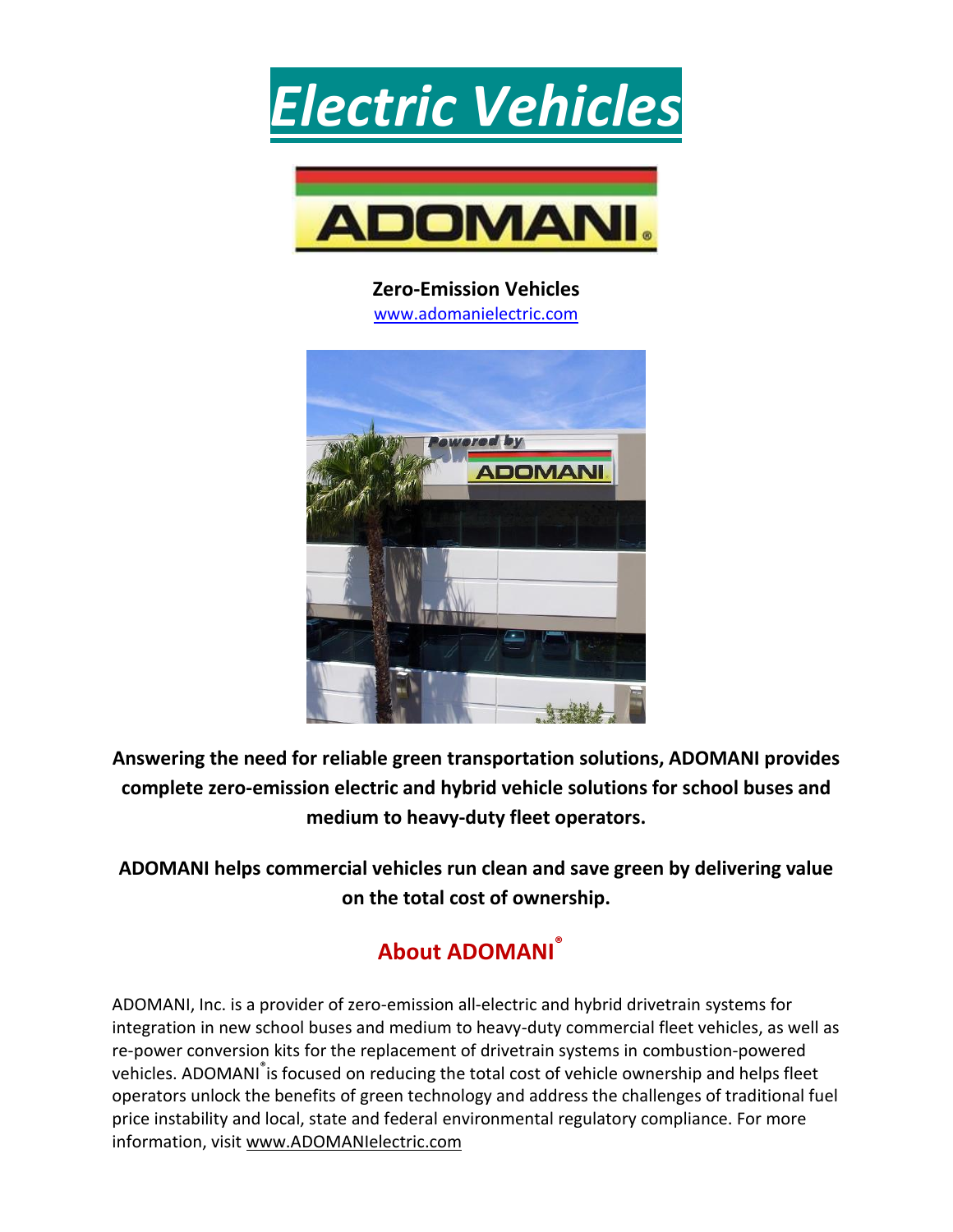# *Electric Vehicles*

ADOMANI®

**Zero-Emission Vehicles**
www.adomanielectric.com

**Answering the need for reliable green transportation solutions, ADOMANI provides complete zero-emission electric and hybrid vehicle solutions for school buses and medium to heavy-duty fleet operators.**

**ADOMANI helps commercial vehicles run clean and save green by delivering value on the total cost of ownership.**

## About ADOMANI®

ADOMANI, Inc. is a provider of zero-emission all-electric and hybrid drivetrain systems for integration in new school buses and medium to heavy-duty commercial fleet vehicles, as well as re-power conversion kits for the replacement of drivetrain systems in combustion-powered vehicles. ADOMANI® is focused on reducing the total cost of vehicle ownership and helps fleet operators unlock the benefits of green technology and address the challenges of traditional fuel price instability and local, state and federal environmental regulatory compliance. For more information, visit www.ADOMANIelectric.com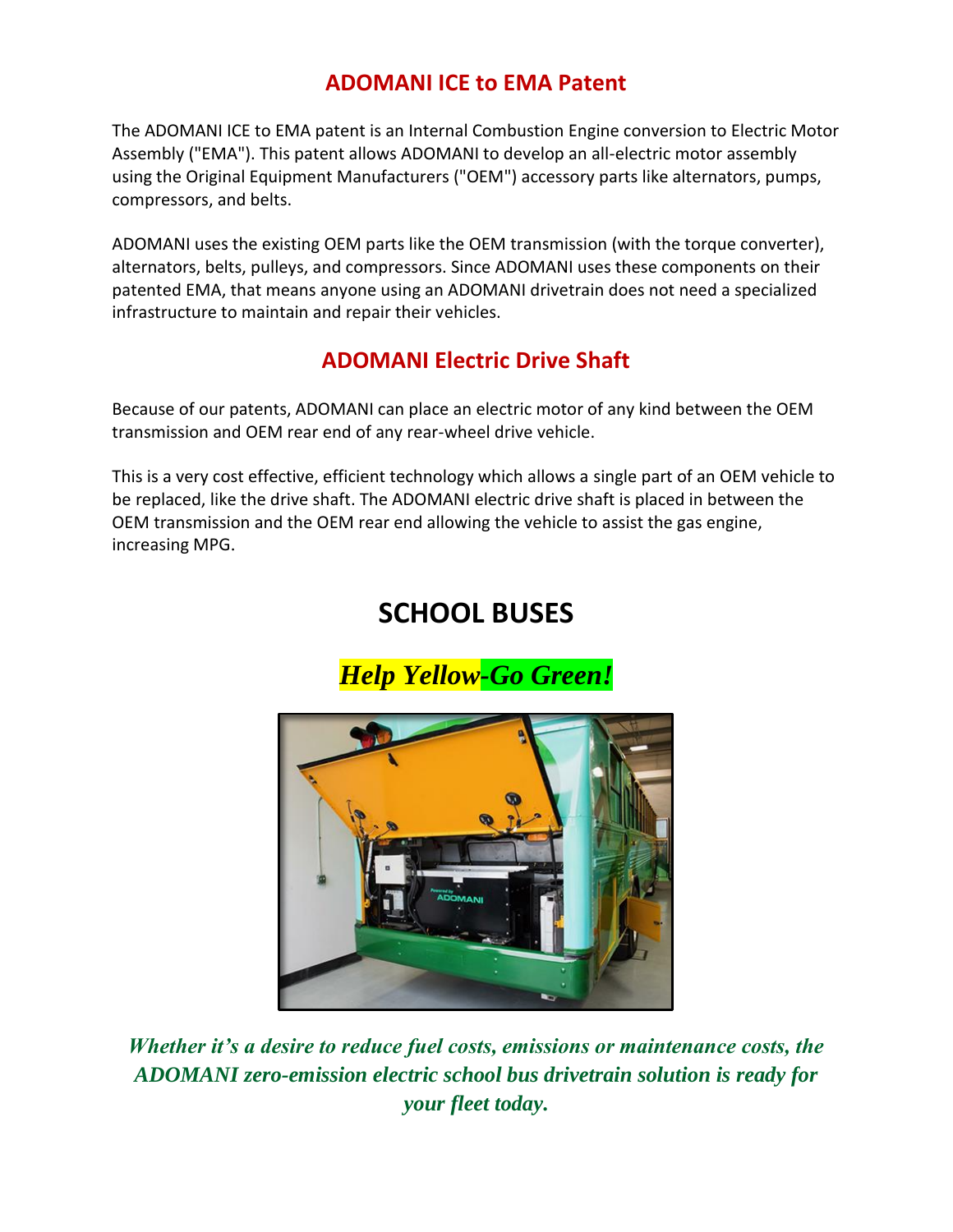## ADOMANI ICE to EMA Patent

The ADOMANI ICE to EMA patent is an Internal Combustion Engine conversion to Electric Motor Assembly ("EMA"). This patent allows ADOMANI to develop an all-electric motor assembly using the Original Equipment Manufacturers ("OEM") accessory parts like alternators, pumps, compressors, and belts.

ADOMANI uses the existing OEM parts like the OEM transmission (with the torque converter), alternators, belts, pulleys, and compressors. Since ADOMANI uses these components on their patented EMA, that means anyone using an ADOMANI drivetrain does not need a specialized infrastructure to maintain and repair their vehicles.

## ADOMANI Electric Drive Shaft

Because of our patents, ADOMANI can place an electric motor of any kind between the OEM transmission and OEM rear end of any rear-wheel drive vehicle.

This is a very cost effective, efficient technology which allows a single part of an OEM vehicle to be replaced, like the drive shaft. The ADOMANI electric drive shaft is placed in between the OEM transmission and the OEM rear end allowing the vehicle to assist the gas engine, increasing MPG.

# SCHOOL BUSES

***Help Yellow-Go Green!***

***Whether it's a desire to reduce fuel costs, emissions or maintenance costs, the ADOMANI zero-emission electric school bus drivetrain solution is ready for your fleet today.***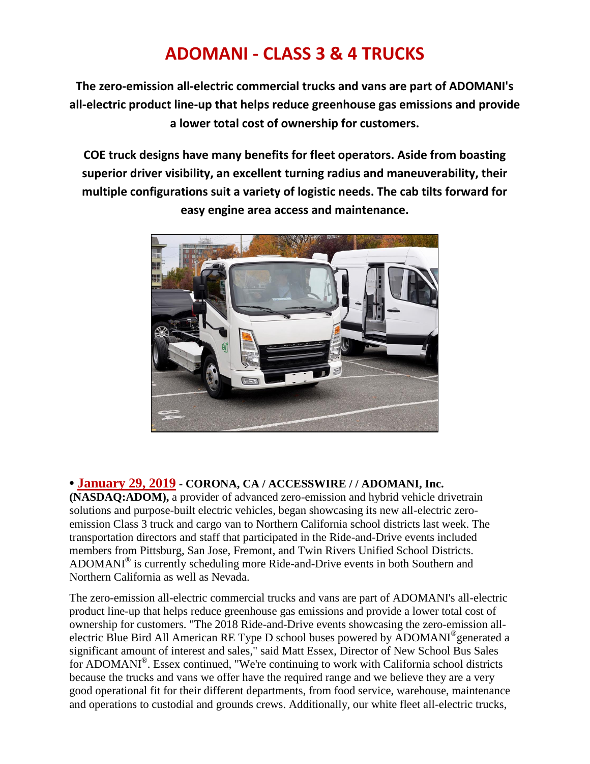# ADOMANI - CLASS 3 & 4 TRUCKS

**The zero-emission all-electric commercial trucks and vans are part of ADOMANI's all-electric product line-up that helps reduce greenhouse gas emissions and provide a lower total cost of ownership for customers.**

**COE truck designs have many benefits for fleet operators. Aside from boasting superior driver visibility, an excellent turning radius and maneuverability, their multiple configurations suit a variety of logistic needs. The cab tilts forward for easy engine area access and maintenance.**

• **January 29, 2019 - CORONA, CA / ACCESSWIRE / / ADOMANI, Inc. (NASDAQ:ADOM),** a provider of advanced zero-emission and hybrid vehicle drivetrain solutions and purpose-built electric vehicles, began showcasing its new all-electric zero-emission Class 3 truck and cargo van to Northern California school districts last week. The transportation directors and staff that participated in the Ride-and-Drive events included members from Pittsburg, San Jose, Fremont, and Twin Rivers Unified School Districts. ADOMANI® is currently scheduling more Ride-and-Drive events in both Southern and Northern California as well as Nevada.

The zero-emission all-electric commercial trucks and vans are part of ADOMANI's all-electric product line-up that helps reduce greenhouse gas emissions and provide a lower total cost of ownership for customers. "The 2018 Ride-and-Drive events showcasing the zero-emission all-electric Blue Bird All American RE Type D school buses powered by ADOMANI® generated a significant amount of interest and sales," said Matt Essex, Director of New School Bus Sales for ADOMANI®. Essex continued, "We're continuing to work with California school districts because the trucks and vans we offer have the required range and we believe they are a very good operational fit for their different departments, from food service, warehouse, maintenance and operations to custodial and grounds crews. Additionally, our white fleet all-electric trucks,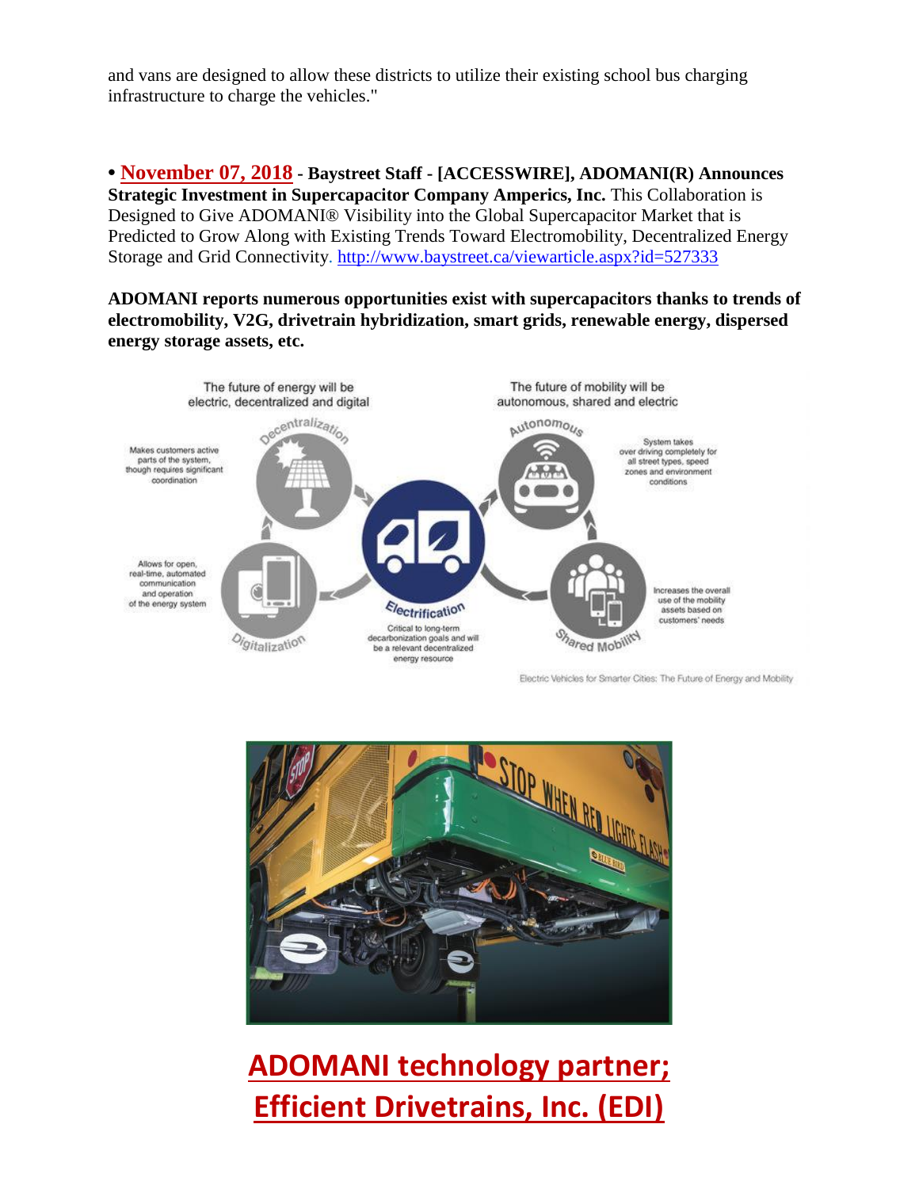and vans are designed to allow these districts to utilize their existing school bus charging infrastructure to charge the vehicles."

• **November 07, 2018 - Baystreet Staff - [ACCESSWIRE], ADOMANI(R) Announces Strategic Investment in Supercapacitor Company Amperics, Inc.** This Collaboration is Designed to Give ADOMANI® Visibility into the Global Supercapacitor Market that is Predicted to Grow Along with Existing Trends Toward Electromobility, Decentralized Energy Storage and Grid Connectivity. http://www.baystreet.ca/viewarticle.aspx?id=527333

**ADOMANI reports numerous opportunities exist with supercapacitors thanks to trends of electromobility, V2G, drivetrain hybridization, smart grids, renewable energy, dispersed energy storage assets, etc.**

Electric Vehicles for Smarter Cities: The Future of Energy and Mobility

## ADOMANI technology partner; Efficient Drivetrains, Inc. (EDI)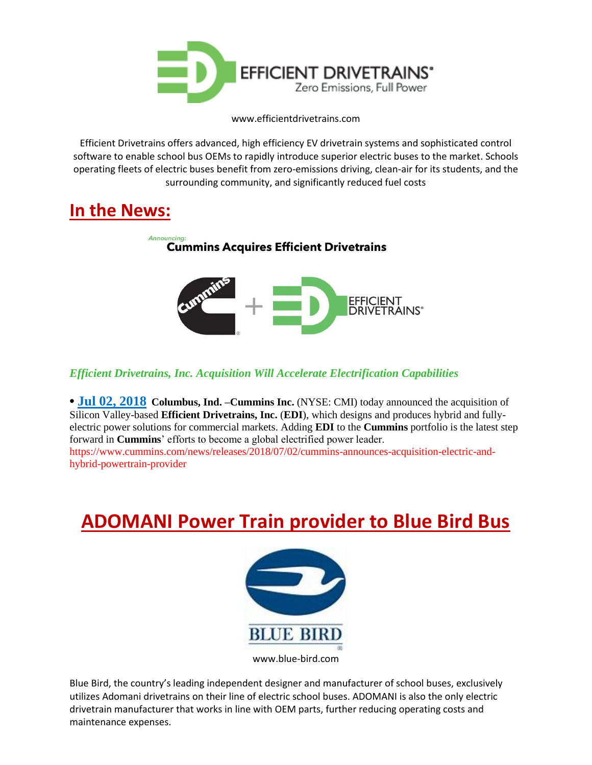**EFFICIENT DRIVETRAINS®**
Zero Emissions, Full Power

www.efficientdrivetrains.com

Efficient Drivetrains offers advanced, high efficiency EV drivetrain systems and sophisticated control software to enable school bus OEMs to rapidly introduce superior electric buses to the market. Schools operating fleets of electric buses benefit from zero-emissions driving, clean-air for its students, and the surrounding community, and significantly reduced fuel costs

## In the News:

*Announcing:*
**Cummins Acquires Efficient Drivetrains**

Cummins + EFFICIENT DRIVETRAINS®

### *Efficient Drivetrains, Inc. Acquisition Will Accelerate Electrification Capabilities*

• **Jul 02, 2018** **Columbus, Ind. –Cummins Inc.** (NYSE: CMI) today announced the acquisition of Silicon Valley-based **Efficient Drivetrains, Inc.** (**EDI**), which designs and produces hybrid and fully-electric power solutions for commercial markets. Adding **EDI** to the **Cummins** portfolio is the latest step forward in **Cummins**' efforts to become a global electrified power leader.
https://www.cummins.com/news/releases/2018/07/02/cummins-announces-acquisition-electric-and-hybrid-powertrain-provider

## ADOMANI Power Train provider to Blue Bird Bus

BLUE BIRD

www.blue-bird.com

Blue Bird, the country's leading independent designer and manufacturer of school buses, exclusively utilizes Adomani drivetrains on their line of electric school buses. ADOMANI is also the only electric drivetrain manufacturer that works in line with OEM parts, further reducing operating costs and maintenance expenses.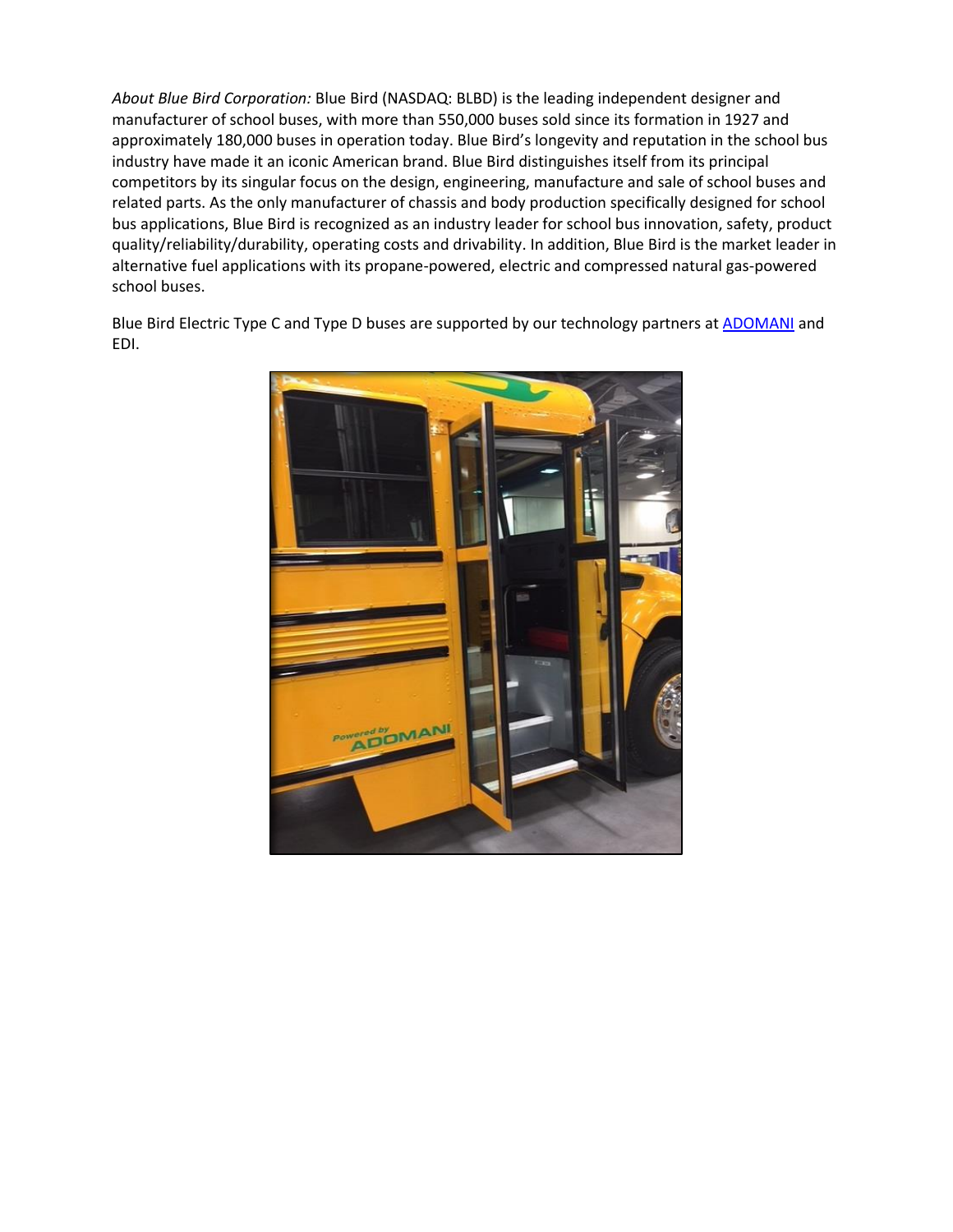*About Blue Bird Corporation:* Blue Bird (NASDAQ: BLBD) is the leading independent designer and manufacturer of school buses, with more than 550,000 buses sold since its formation in 1927 and approximately 180,000 buses in operation today. Blue Bird's longevity and reputation in the school bus industry have made it an iconic American brand. Blue Bird distinguishes itself from its principal competitors by its singular focus on the design, engineering, manufacture and sale of school buses and related parts. As the only manufacturer of chassis and body production specifically designed for school bus applications, Blue Bird is recognized as an industry leader for school bus innovation, safety, product quality/reliability/durability, operating costs and drivability. In addition, Blue Bird is the market leader in alternative fuel applications with its propane-powered, electric and compressed natural gas-powered school buses.

Blue Bird Electric Type C and Type D buses are supported by our technology partners at ADOMANI and EDI.